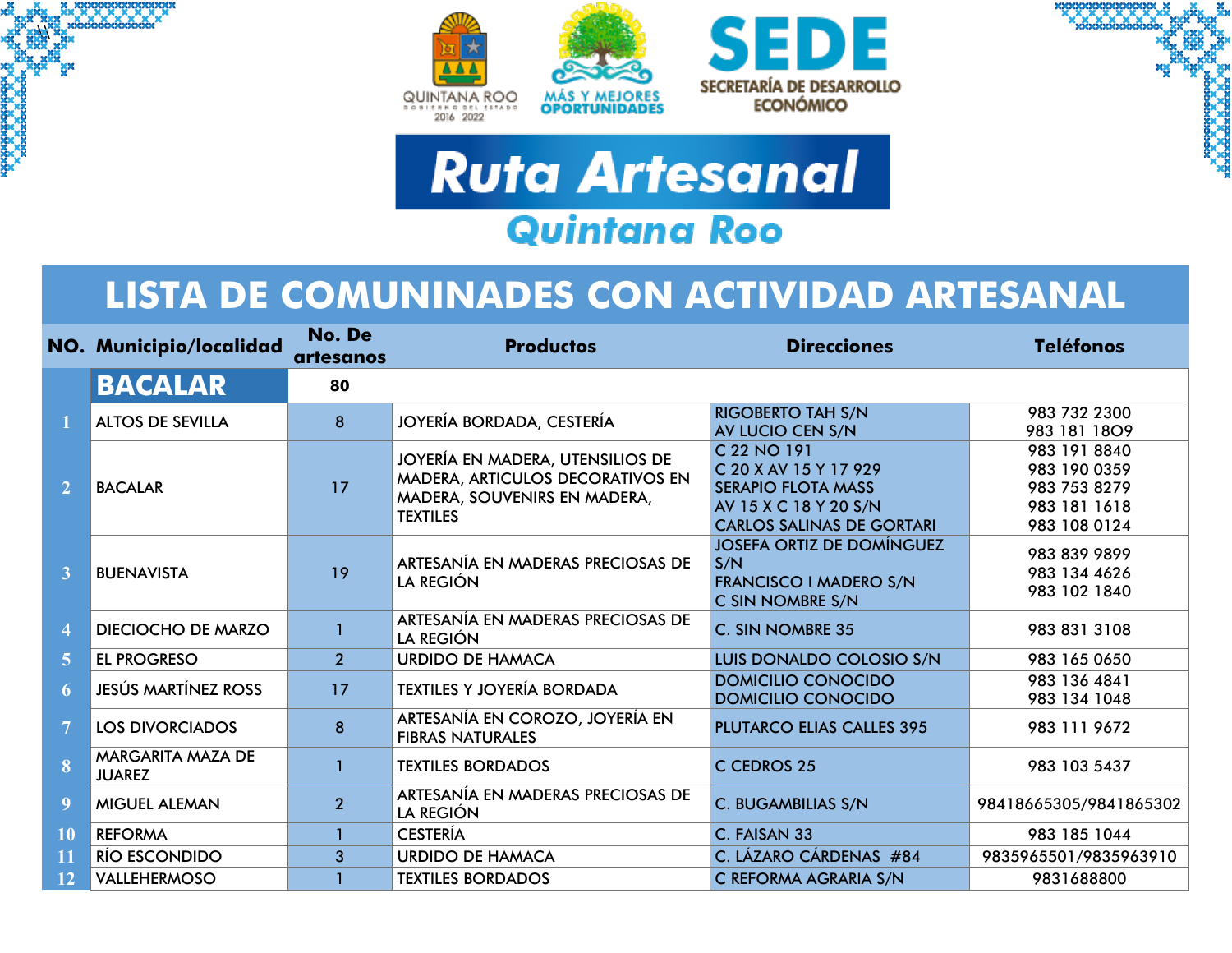QUINTANA ROO GOBIERNO DEL ESTADO 2016 2022

MÁS Y MEJORES OPORTUNIDADES

SEDE SECRETARÍA DE DESARROLLO ECONÓMICO

# Ruta Artesanal

## Quintana Roo

## LISTA DE COMUNINADES CON ACTIVIDAD ARTESANAL

| NO. | Municipio/localidad | No. De artesanos | Productos | Direcciones | Teléfonos |
|---|---|---|---|---|---|
| | **BACALAR** | **80** | | | |
| 1 | ALTOS DE SEVILLA | 8 | JOYERÍA BORDADA, CESTERÍA | RIGOBERTO TAH S/N<br>AV LUCIO CEN S/N | 983 732 2300<br>983 181 18O9 |
| 2 | BACALAR | 17 | JOYERÍA EN MADERA, UTENSILIOS DE MADERA, ARTICULOS DECORATIVOS EN MADERA, SOUVENIRS EN MADERA, TEXTILES | C 22 NO 191<br>C 20 X AV 15 Y 17 929<br>SERAPIO FLOTA MASS<br>AV 15 X C 18 Y 20 S/N<br>CARLOS SALINAS DE GORTARI | 983 191 8840<br>983 190 0359<br>983 753 8279<br>983 181 1618<br>983 108 0124 |
| 3 | BUENAVISTA | 19 | ARTESANÍA EN MADERAS PRECIOSAS DE LA REGIÓN | JOSEFA ORTIZ DE DOMÍNGUEZ S/N<br>FRANCISCO I MADERO S/N<br>C SIN NOMBRE S/N | 983 839 9899<br>983 134 4626<br>983 102 1840 |
| 4 | DIECIOCHO DE MARZO | 1 | ARTESANÍA EN MADERAS PRECIOSAS DE LA REGIÓN | C. SIN NOMBRE 35 | 983 831 3108 |
| 5 | EL PROGRESO | 2 | URDIDO DE HAMACA | LUIS DONALDO COLOSIO S/N | 983 165 0650 |
| 6 | JESÚS MARTÍNEZ ROSS | 17 | TEXTILES Y JOYERÍA BORDADA | DOMICILIO CONOCIDO<br>DOMICILIO CONOCIDO | 983 136 4841<br>983 134 1048 |
| 7 | LOS DIVORCIADOS | 8 | ARTESANÍA EN COROZO, JOYERÍA EN FIBRAS NATURALES | PLUTARCO ELIAS CALLES 395 | 983 111 9672 |
| 8 | MARGARITA MAZA DE JUAREZ | 1 | TEXTILES BORDADOS | C CEDROS 25 | 983 103 5437 |
| 9 | MIGUEL ALEMAN | 2 | ARTESANÍA EN MADERAS PRECIOSAS DE LA REGIÓN | C. BUGAMBILIAS S/N | 98418665305/9841865302 |
| 10 | REFORMA | 1 | CESTERÍA | C. FAISAN 33 | 983 185 1044 |
| 11 | RÍO ESCONDIDO | 3 | URDIDO DE HAMACA | C. LÁZARO CÁRDENAS #84 | 9835965501/9835963910 |
| 12 | VALLEHERMOSO | 1 | TEXTILES BORDADOS | C REFORMA AGRARIA S/N | 9831688800 |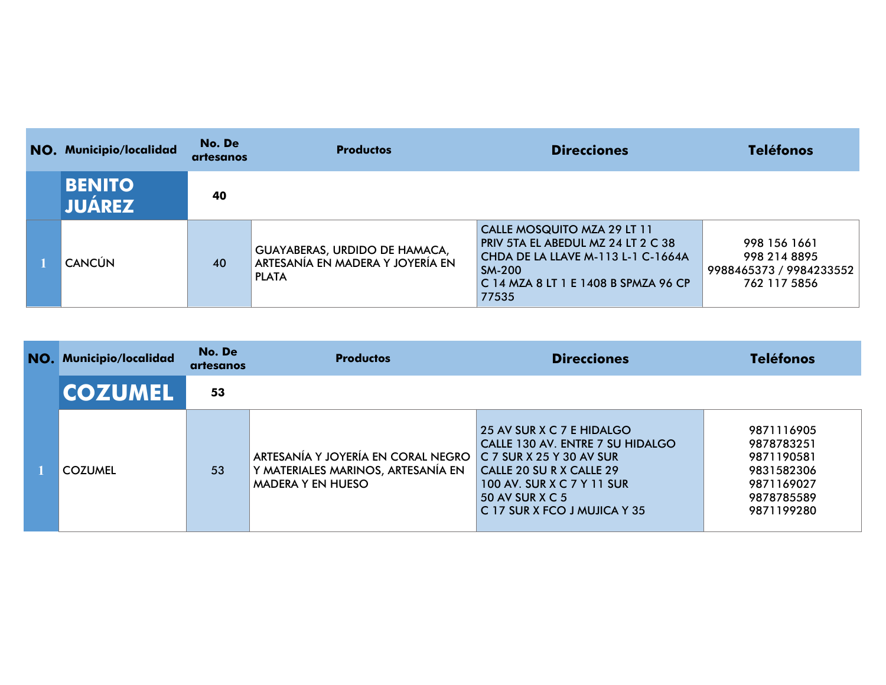| NO. | Municipio/localidad | No. De artesanos | Productos | Direcciones | Teléfonos |
|---|---|---|---|---|---|
| | **BENITO JUÁREZ** | **40** | | | |
| 1 | CANCÚN | 40 | GUAYABERAS, URDIDO DE HAMACA, ARTESANÍA EN MADERA Y JOYERÍA EN PLATA | CALLE MOSQUITO MZA 29 LT 11<br>PRIV 5TA EL ABEDUL MZ 24 LT 2 C 38<br>CHDA DE LA LLAVE M-113 L-1 C-1664A SM-200<br>C 14 MZA 8 LT 1 E 1408 B SPMZA 96 CP 77535 | 998 156 1661<br>998 214 8895<br>9988465373 / 9984233552<br>762 117 5856 |

| NO. | Municipio/localidad | No. De artesanos | Productos | Direcciones | Teléfonos |
|---|---|---|---|---|---|
| | **COZUMEL** | **53** | | | |
| 1 | COZUMEL | 53 | ARTESANÍA Y JOYERÍA EN CORAL NEGRO Y MATERIALES MARINOS, ARTESANÍA EN MADERA Y EN HUESO | 25 AV SUR X C 7 E HIDALGO<br>CALLE 130 AV. ENTRE 7 SU HIDALGO<br>C 7 SUR X 25 Y 30 AV SUR<br>CALLE 20 SU R X CALLE 29<br>100 AV. SUR X C 7 Y 11 SUR<br>50 AV SUR X C 5<br>C 17 SUR X FCO J MUJICA Y 35 | 9871116905<br>9878783251<br>9871190581<br>9831582306<br>9871169027<br>9878785589<br>9871199280 |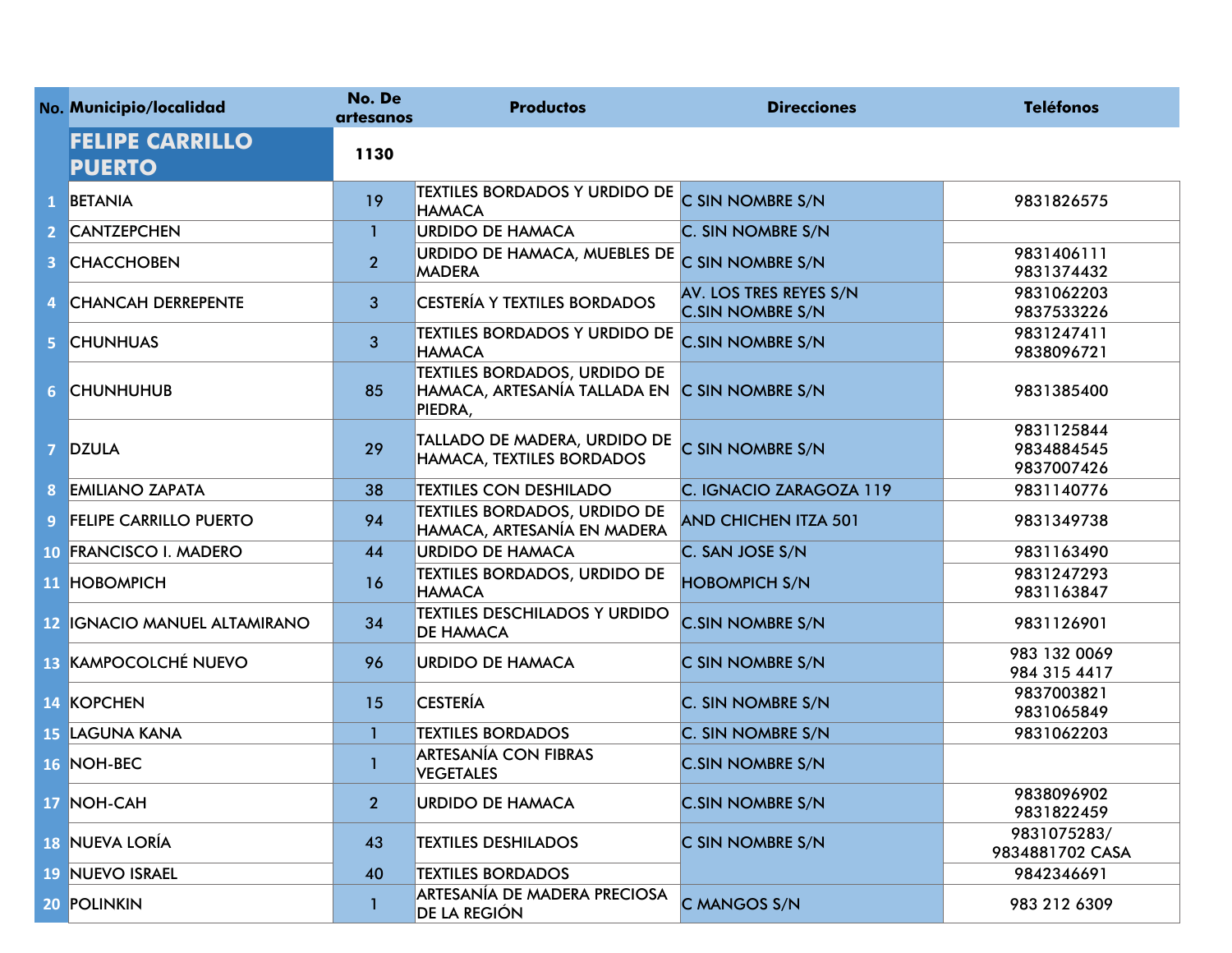| No. | Municipio/localidad | No. De artesanos | Productos | Direcciones | Teléfonos |
|---|---|---|---|---|---|
| | **FELIPE CARRILLO PUERTO** | **1130** | | | |
| 1 | BETANIA | 19 | TEXTILES BORDADOS Y URDIDO DE HAMACA | C SIN NOMBRE S/N | 9831826575 |
| 2 | CANTZEPCHEN | 1 | URDIDO DE HAMACA | C. SIN NOMBRE S/N | |
| 3 | CHACCHOBEN | 2 | URDIDO DE HAMACA, MUEBLES DE MADERA | C SIN NOMBRE S/N | 9831406111 9831374432 |
| 4 | CHANCAH DERREPENTE | 3 | CESTERÍA Y TEXTILES BORDADOS | AV. LOS TRES REYES S/N C.SIN NOMBRE S/N | 9831062203 9837533226 |
| 5 | CHUNHUAS | 3 | TEXTILES BORDADOS Y URDIDO DE HAMACA | C.SIN NOMBRE S/N | 9831247411 9838096721 |
| 6 | CHUNHUHUB | 85 | TEXTILES BORDADOS, URDIDO DE HAMACA, ARTESANÍA TALLADA EN PIEDRA, | C SIN NOMBRE S/N | 9831385400 |
| 7 | DZULA | 29 | TALLADO DE MADERA, URDIDO DE HAMACA, TEXTILES BORDADOS | C SIN NOMBRE S/N | 9831125844 9834884545 9837007426 |
| 8 | EMILIANO ZAPATA | 38 | TEXTILES CON DESHILADO | C. IGNACIO ZARAGOZA 119 | 9831140776 |
| 9 | FELIPE CARRILLO PUERTO | 94 | TEXTILES BORDADOS, URDIDO DE HAMACA, ARTESANÍA EN MADERA | AND CHICHEN ITZA 501 | 9831349738 |
| 10 | FRANCISCO I. MADERO | 44 | URDIDO DE HAMACA | C. SAN JOSE S/N | 9831163490 |
| 11 | HOBOMPICH | 16 | TEXTILES BORDADOS, URDIDO DE HAMACA | HOBOMPICH S/N | 9831247293 9831163847 |
| 12 | IGNACIO MANUEL ALTAMIRANO | 34 | TEXTILES DESCHILADOS Y URDIDO DE HAMACA | C.SIN NOMBRE S/N | 9831126901 |
| 13 | KAMPOCOLCHÉ NUEVO | 96 | URDIDO DE HAMACA | C SIN NOMBRE S/N | 983 132 0069 984 315 4417 |
| 14 | KOPCHEN | 15 | CESTERÍA | C. SIN NOMBRE S/N | 9837003821 9831065849 |
| 15 | LAGUNA KANA | 1 | TEXTILES BORDADOS | C. SIN NOMBRE S/N | 9831062203 |
| 16 | NOH-BEC | 1 | ARTESANÍA CON FIBRAS VEGETALES | C.SIN NOMBRE S/N | |
| 17 | NOH-CAH | 2 | URDIDO DE HAMACA | C.SIN NOMBRE S/N | 9838096902 9831822459 |
| 18 | NUEVA LORÍA | 43 | TEXTILES DESHILADOS | C SIN NOMBRE S/N | 9831075283/ 9834881702 CASA |
| 19 | NUEVO ISRAEL | 40 | TEXTILES BORDADOS | | 9842346691 |
| 20 | POLINKIN | 1 | ARTESANÍA DE MADERA PRECIOSA DE LA REGIÓN | C MANGOS S/N | 983 212 6309 |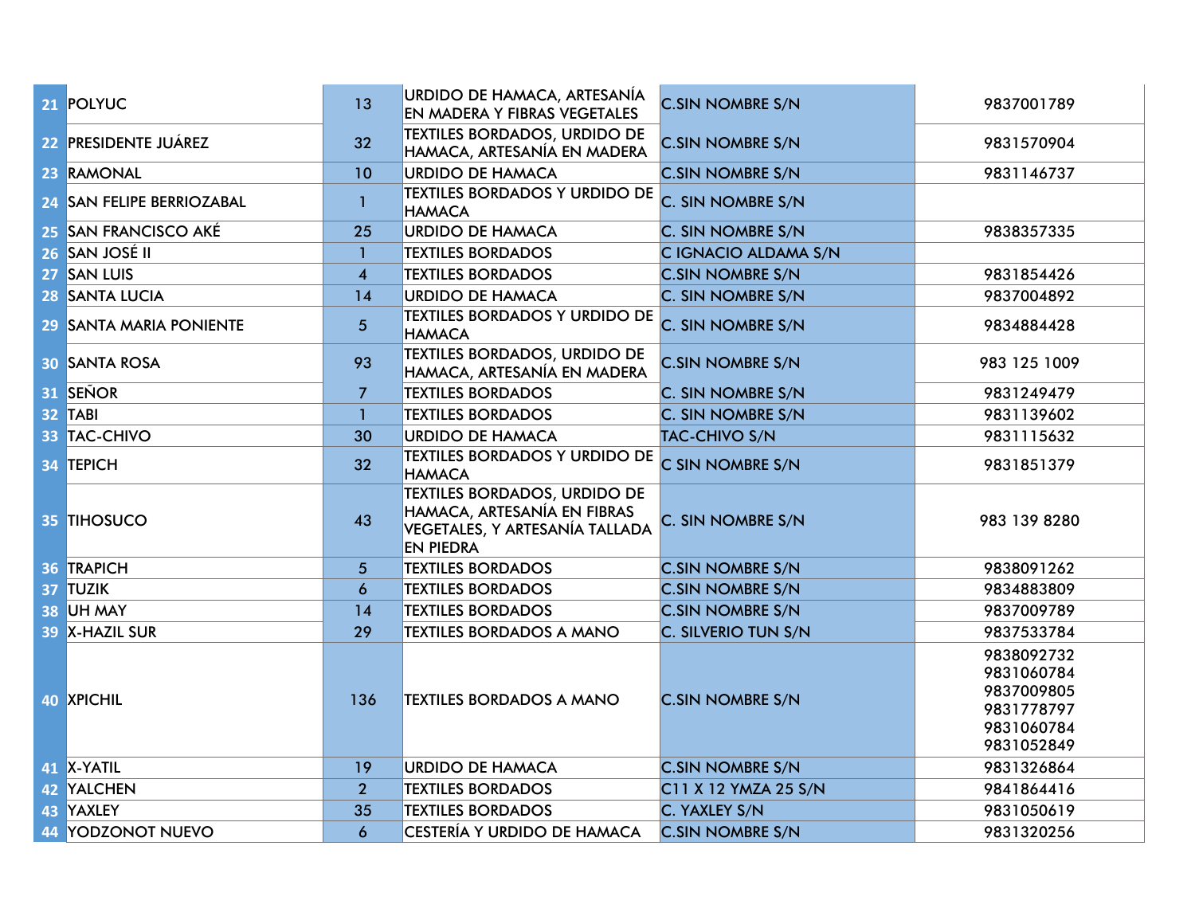| 21 | POLYUC | 13 | URDIDO DE HAMACA, ARTESANÍA EN MADERA Y FIBRAS VEGETALES | C.SIN NOMBRE S/N | 9837001789 |
|---|---|---|---|---|---|
| 22 | PRESIDENTE JUÁREZ | 32 | TEXTILES BORDADOS, URDIDO DE HAMACA, ARTESANÍA EN MADERA | C.SIN NOMBRE S/N | 9831570904 |
| 23 | RAMONAL | 10 | URDIDO DE HAMACA | C.SIN NOMBRE S/N | 9831146737 |
| 24 | SAN FELIPE BERRIOZABAL | 1 | TEXTILES BORDADOS Y URDIDO DE HAMACA | C. SIN NOMBRE S/N | |
| 25 | SAN FRANCISCO AKÉ | 25 | URDIDO DE HAMACA | C. SIN NOMBRE S/N | 9838357335 |
| 26 | SAN JOSÉ II | 1 | TEXTILES BORDADOS | C IGNACIO ALDAMA S/N | |
| 27 | SAN LUIS | 4 | TEXTILES BORDADOS | C.SIN NOMBRE S/N | 9831854426 |
| 28 | SANTA LUCIA | 14 | URDIDO DE HAMACA | C. SIN NOMBRE S/N | 9837004892 |
| 29 | SANTA MARIA PONIENTE | 5 | TEXTILES BORDADOS Y URDIDO DE HAMACA | C. SIN NOMBRE S/N | 9834884428 |
| 30 | SANTA ROSA | 93 | TEXTILES BORDADOS, URDIDO DE HAMACA, ARTESANÍA EN MADERA | C.SIN NOMBRE S/N | 983 125 1009 |
| 31 | SEÑOR | 7 | TEXTILES BORDADOS | C. SIN NOMBRE S/N | 9831249479 |
| 32 | TABI | 1 | TEXTILES BORDADOS | C. SIN NOMBRE S/N | 9831139602 |
| 33 | TAC-CHIVO | 30 | URDIDO DE HAMACA | TAC-CHIVO S/N | 9831115632 |
| 34 | TEPICH | 32 | TEXTILES BORDADOS Y URDIDO DE HAMACA | C SIN NOMBRE S/N | 9831851379 |
| 35 | TIHOSUCO | 43 | TEXTILES BORDADOS, URDIDO DE HAMACA, ARTESANÍA EN FIBRAS VEGETALES, Y ARTESANÍA TALLADA EN PIEDRA | C. SIN NOMBRE S/N | 983 139 8280 |
| 36 | TRAPICH | 5 | TEXTILES BORDADOS | C.SIN NOMBRE S/N | 9838091262 |
| 37 | TUZIK | 6 | TEXTILES BORDADOS | C.SIN NOMBRE S/N | 9834883809 |
| 38 | UH MAY | 14 | TEXTILES BORDADOS | C.SIN NOMBRE S/N | 9837009789 |
| 39 | X-HAZIL SUR | 29 | TEXTILES BORDADOS A MANO | C. SILVERIO TUN S/N | 9837533784 |
| 40 | XPICHIL | 136 | TEXTILES BORDADOS A MANO | C.SIN NOMBRE S/N | 9838092732 9831060784 9837009805 9831778797 9831060784 9831052849 |
| 41 | X-YATIL | 19 | URDIDO DE HAMACA | C.SIN NOMBRE S/N | 9831326864 |
| 42 | YALCHEN | 2 | TEXTILES BORDADOS | C11 X 12 YMZA 25 S/N | 9841864416 |
| 43 | YAXLEY | 35 | TEXTILES BORDADOS | C. YAXLEY S/N | 9831050619 |
| 44 | YODZONOT NUEVO | 6 | CESTERÍA Y URDIDO DE HAMACA | C.SIN NOMBRE S/N | 9831320256 |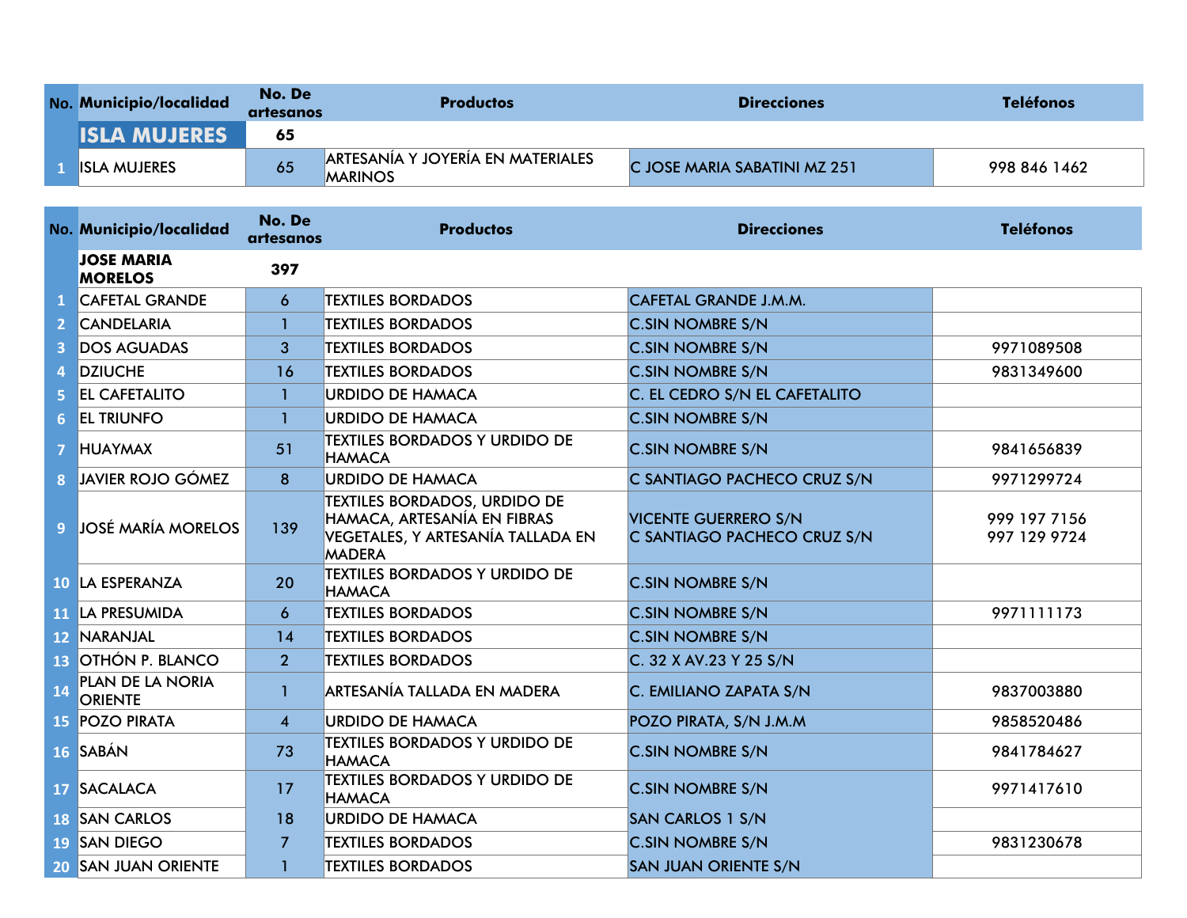| No. | Municipio/localidad | No. De artesanos | Productos | Direcciones | Teléfonos |
|---|---|---|---|---|---|
| | **ISLA MUJERES** | **65** | | | |
| 1 | ISLA MUJERES | 65 | ARTESANÍA Y JOYERÍA EN MATERIALES MARINOS | C JOSE MARIA SABATINI MZ 251 | 998 846 1462 |

| No. | Municipio/localidad | No. De artesanos | Productos | Direcciones | Teléfonos |
|---|---|---|---|---|---|
| | **JOSE MARIA MORELOS** | **397** | | | |
| 1 | CAFETAL GRANDE | 6 | TEXTILES BORDADOS | CAFETAL GRANDE J.M.M. | |
| 2 | CANDELARIA | 1 | TEXTILES BORDADOS | C.SIN NOMBRE S/N | |
| 3 | DOS AGUADAS | 3 | TEXTILES BORDADOS | C.SIN NOMBRE S/N | 9971089508 |
| 4 | DZIUCHE | 16 | TEXTILES BORDADOS | C.SIN NOMBRE S/N | 9831349600 |
| 5 | EL CAFETALITO | 1 | URDIDO DE HAMACA | C. EL CEDRO S/N EL CAFETALITO | |
| 6 | EL TRIUNFO | 1 | URDIDO DE HAMACA | C.SIN NOMBRE S/N | |
| 7 | HUAYMAX | 51 | TEXTILES BORDADOS Y URDIDO DE HAMACA | C.SIN NOMBRE S/N | 9841656839 |
| 8 | JAVIER ROJO GÓMEZ | 8 | URDIDO DE HAMACA | C SANTIAGO PACHECO CRUZ S/N | 9971299724 |
| 9 | JOSÉ MARÍA MORELOS | 139 | TEXTILES BORDADOS, URDIDO DE HAMACA, ARTESANÍA EN FIBRAS VEGETALES, Y ARTESANÍA TALLADA EN MADERA | VICENTE GUERRERO S/N<br>C SANTIAGO PACHECO CRUZ S/N | 999 197 7156<br>997 129 9724 |
| 10 | LA ESPERANZA | 20 | TEXTILES BORDADOS Y URDIDO DE HAMACA | C.SIN NOMBRE S/N | |
| 11 | LA PRESUMIDA | 6 | TEXTILES BORDADOS | C.SIN NOMBRE S/N | 9971111173 |
| 12 | NARANJAL | 14 | TEXTILES BORDADOS | C.SIN NOMBRE S/N | |
| 13 | OTHÓN P. BLANCO | 2 | TEXTILES BORDADOS | C. 32 X AV.23 Y 25 S/N | |
| 14 | PLAN DE LA NORIA ORIENTE | 1 | ARTESANÍA TALLADA EN MADERA | C. EMILIANO ZAPATA S/N | 9837003880 |
| 15 | POZO PIRATA | 4 | URDIDO DE HAMACA | POZO PIRATA, S/N J.M.M | 9858520486 |
| 16 | SABÁN | 73 | TEXTILES BORDADOS Y URDIDO DE HAMACA | C.SIN NOMBRE S/N | 9841784627 |
| 17 | SACALACA | 17 | TEXTILES BORDADOS Y URDIDO DE HAMACA | C.SIN NOMBRE S/N | 9971417610 |
| 18 | SAN CARLOS | 18 | URDIDO DE HAMACA | SAN CARLOS 1 S/N | |
| 19 | SAN DIEGO | 7 | TEXTILES BORDADOS | C.SIN NOMBRE S/N | 9831230678 |
| 20 | SAN JUAN ORIENTE | 1 | TEXTILES BORDADOS | SAN JUAN ORIENTE S/N | |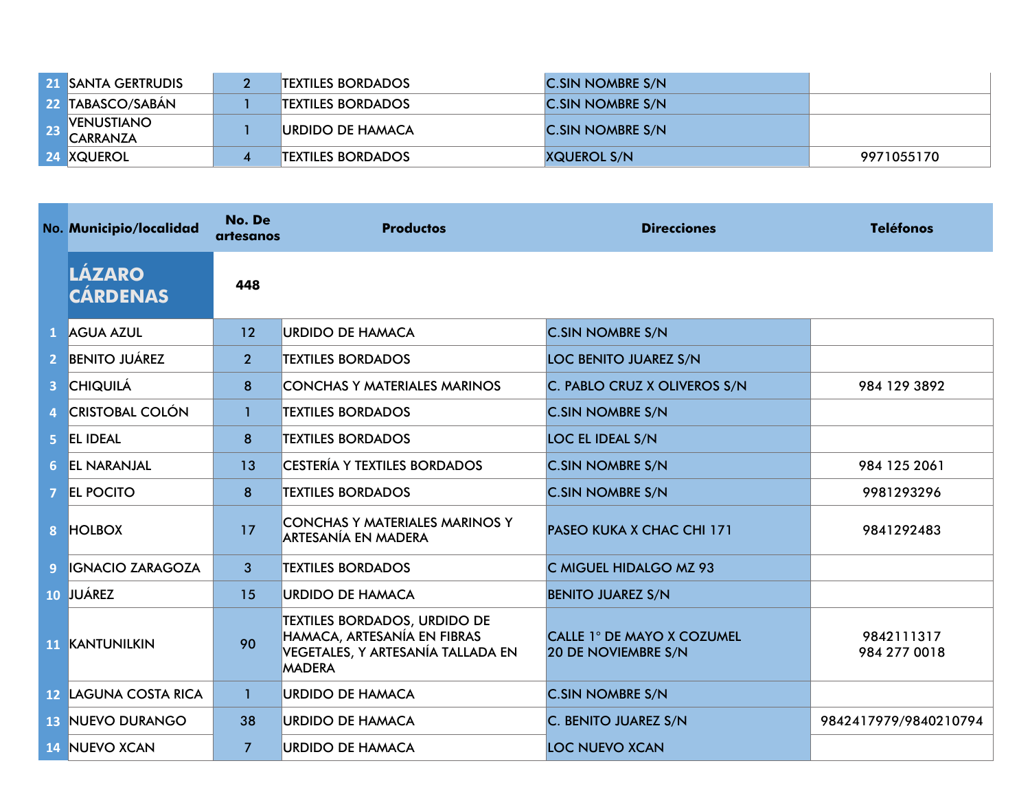| 21 | SANTA GERTRUDIS | 2 | TEXTILES BORDADOS | C.SIN NOMBRE S/N | |
|---|---|---|---|---|---|
| 22 | TABASCO/SABÁN | 1 | TEXTILES BORDADOS | C.SIN NOMBRE S/N | |
| 23 | VENUSTIANO CARRANZA | 1 | URDIDO DE HAMACA | C.SIN NOMBRE S/N | |
| 24 | XQUEROL | 4 | TEXTILES BORDADOS | XQUEROL S/N | 9971055170 |

| No. | Municipio/localidad | No. De artesanos | Productos | Direcciones | Teléfonos |
|---|---|---|---|---|---|
| | **LÁZARO CÁRDENAS** | **448** | | | |
| 1 | AGUA AZUL | 12 | URDIDO DE HAMACA | C.SIN NOMBRE S/N | |
| 2 | BENITO JUÁREZ | 2 | TEXTILES BORDADOS | LOC BENITO JUAREZ S/N | |
| 3 | CHIQUILÁ | 8 | CONCHAS Y MATERIALES MARINOS | C. PABLO CRUZ X OLIVEROS S/N | 984 129 3892 |
| 4 | CRISTOBAL COLÓN | 1 | TEXTILES BORDADOS | C.SIN NOMBRE S/N | |
| 5 | EL IDEAL | 8 | TEXTILES BORDADOS | LOC EL IDEAL S/N | |
| 6 | EL NARANJAL | 13 | CESTERÍA Y TEXTILES BORDADOS | C.SIN NOMBRE S/N | 984 125 2061 |
| 7 | EL POCITO | 8 | TEXTILES BORDADOS | C.SIN NOMBRE S/N | 9981293296 |
| 8 | HOLBOX | 17 | CONCHAS Y MATERIALES MARINOS Y ARTESANÍA EN MADERA | PASEO KUKA X CHAC CHI 171 | 9841292483 |
| 9 | IGNACIO ZARAGOZA | 3 | TEXTILES BORDADOS | C MIGUEL HIDALGO MZ 93 | |
| 10 | JUÁREZ | 15 | URDIDO DE HAMACA | BENITO JUAREZ S/N | |
| 11 | KANTUNILKIN | 90 | TEXTILES BORDADOS, URDIDO DE HAMACA, ARTESANÍA EN FIBRAS VEGETALES, Y ARTESANÍA TALLADA EN MADERA | CALLE 1° DE MAYO X COZUMEL 20 DE NOVIEMBRE S/N | 9842111317 984 277 0018 |
| 12 | LAGUNA COSTA RICA | 1 | URDIDO DE HAMACA | C.SIN NOMBRE S/N | |
| 13 | NUEVO DURANGO | 38 | URDIDO DE HAMACA | C. BENITO JUAREZ S/N | 9842417979/9840210794 |
| 14 | NUEVO XCAN | 7 | URDIDO DE HAMACA | LOC NUEVO XCAN | |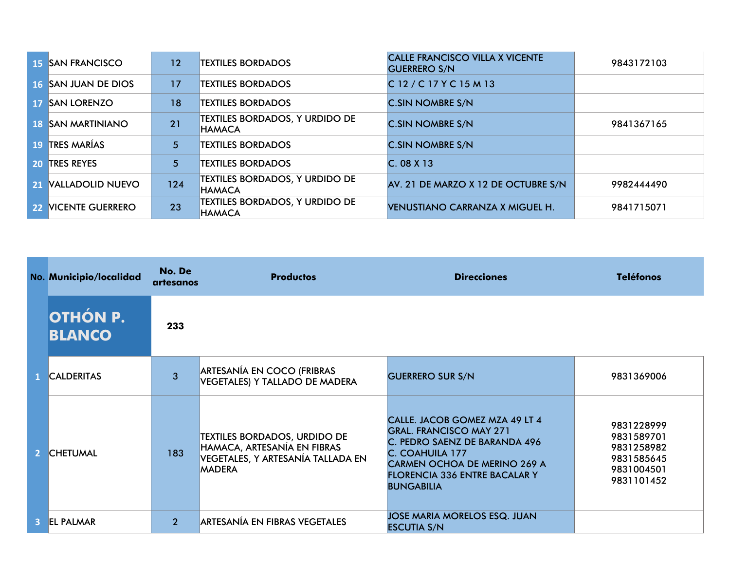| | | | | | |
|---|---|---|---|---|---|
| 15 | SAN FRANCISCO | 12 | TEXTILES BORDADOS | CALLE FRANCISCO VILLA X VICENTE GUERRERO S/N | 9843172103 |
| 16 | SAN JUAN DE DIOS | 17 | TEXTILES BORDADOS | C 12 / C 17 Y C 15 M 13 | |
| 17 | SAN LORENZO | 18 | TEXTILES BORDADOS | C.SIN NOMBRE S/N | |
| 18 | SAN MARTINIANO | 21 | TEXTILES BORDADOS, Y URDIDO DE HAMACA | C.SIN NOMBRE S/N | 9841367165 |
| 19 | TRES MARÍAS | 5 | TEXTILES BORDADOS | C.SIN NOMBRE S/N | |
| 20 | TRES REYES | 5 | TEXTILES BORDADOS | C. 08 X 13 | |
| 21 | VALLADOLID NUEVO | 124 | TEXTILES BORDADOS, Y URDIDO DE HAMACA | AV. 21 DE MARZO X 12 DE OCTUBRE S/N | 9982444490 |
| 22 | VICENTE GUERRERO | 23 | TEXTILES BORDADOS, Y URDIDO DE HAMACA | VENUSTIANO CARRANZA X MIGUEL H. | 9841715071 |

| No. | Municipio/localidad | No. De artesanos | Productos | Direcciones | Teléfonos |
|---|---|---|---|---|---|
| | **OTHÓN P. BLANCO** | **233** | | | |
| 1 | CALDERITAS | 3 | ARTESANÍA EN COCO (FRIBRAS VEGETALES) Y TALLADO DE MADERA | GUERRERO SUR S/N | 9831369006 |
| 2 | CHETUMAL | 183 | TEXTILES BORDADOS, URDIDO DE HAMACA, ARTESANÍA EN FIBRAS VEGETALES, Y ARTESANÍA TALLADA EN MADERA | CALLE. JACOB GOMEZ MZA 49 LT 4<br>GRAL. FRANCISCO MAY 271<br>C. PEDRO SAENZ DE BARANDA 496<br>C. COAHUILA 177<br>CARMEN OCHOA DE MERINO 269 A<br>FLORENCIA 336 ENTRE BACALAR Y BUNGABILIA | 9831228999<br>9831589701<br>9831258982<br>9831585645<br>9831004501<br>9831101452 |
| 3 | EL PALMAR | 2 | ARTESANÍA EN FIBRAS VEGETALES | JOSE MARIA MORELOS ESQ. JUAN ESCUTIA S/N | |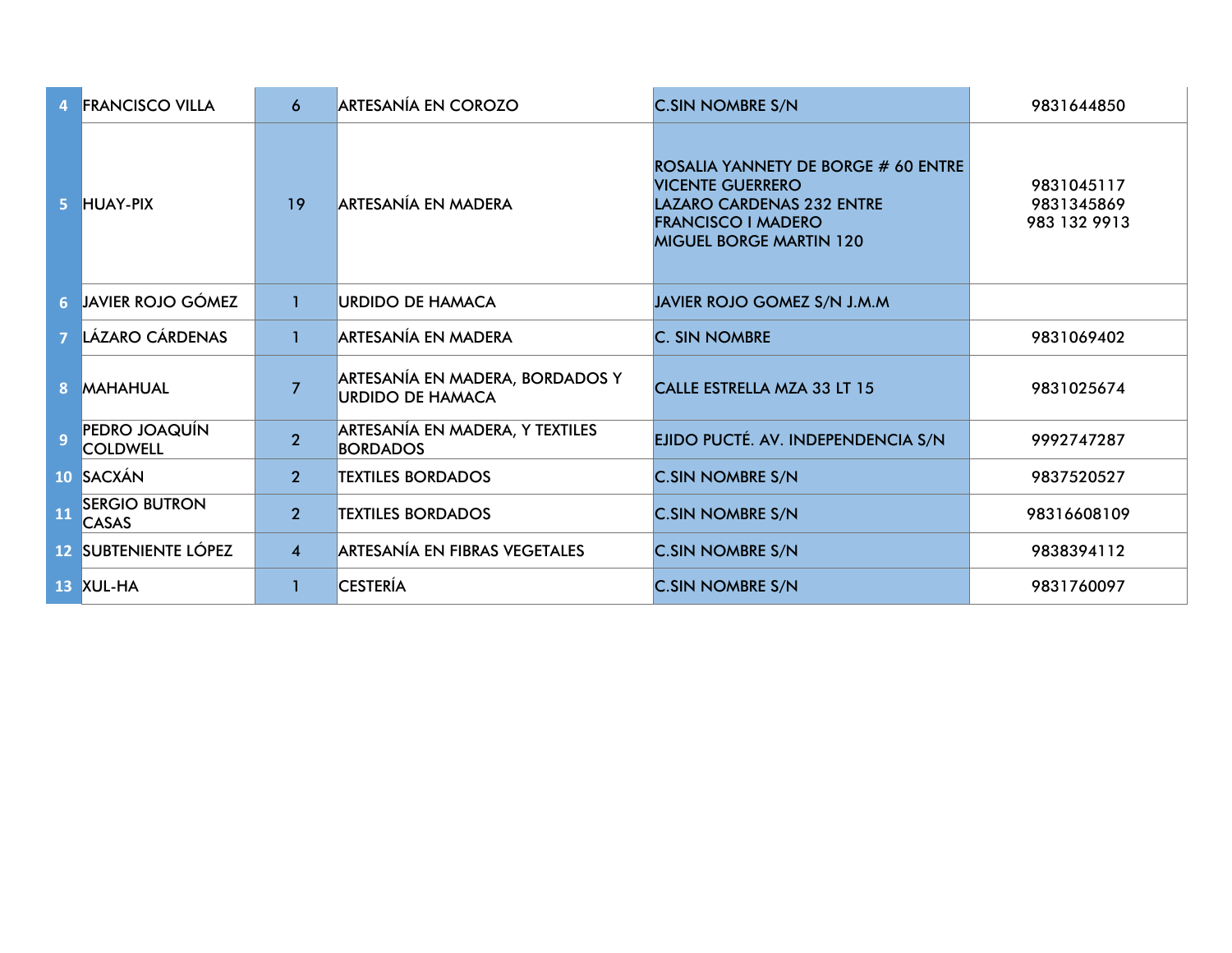| 4 | FRANCISCO VILLA | 6 | ARTESANÍA EN COROZO | C.SIN NOMBRE S/N | 9831644850 |
|---|---|---|---|---|---|
| 5 | HUAY-PIX | 19 | ARTESANÍA EN MADERA | ROSALIA YANNETY DE BORGE # 60 ENTRE VICENTE GUERRERO<br>LAZARO CARDENAS 232 ENTRE FRANCISCO I MADERO<br>MIGUEL BORGE MARTIN 120 | 9831045117<br>9831345869<br>983 132 9913 |
| 6 | JAVIER ROJO GÓMEZ | 1 | URDIDO DE HAMACA | JAVIER ROJO GOMEZ S/N J.M.M | |
| 7 | LÁZARO CÁRDENAS | 1 | ARTESANÍA EN MADERA | C. SIN NOMBRE | 9831069402 |
| 8 | MAHAHUAL | 7 | ARTESANÍA EN MADERA, BORDADOS Y URDIDO DE HAMACA | CALLE ESTRELLA MZA 33 LT 15 | 9831025674 |
| 9 | PEDRO JOAQUÍN COLDWELL | 2 | ARTESANÍA EN MADERA, Y TEXTILES BORDADOS | EJIDO PUCTÉ. AV. INDEPENDENCIA S/N | 9992747287 |
| 10 | SACXÁN | 2 | TEXTILES BORDADOS | C.SIN NOMBRE S/N | 9837520527 |
| 11 | SERGIO BUTRON CASAS | 2 | TEXTILES BORDADOS | C.SIN NOMBRE S/N | 98316608109 |
| 12 | SUBTENIENTE LÓPEZ | 4 | ARTESANÍA EN FIBRAS VEGETALES | C.SIN NOMBRE S/N | 9838394112 |
| 13 | XUL-HA | 1 | CESTERÍA | C.SIN NOMBRE S/N | 9831760097 |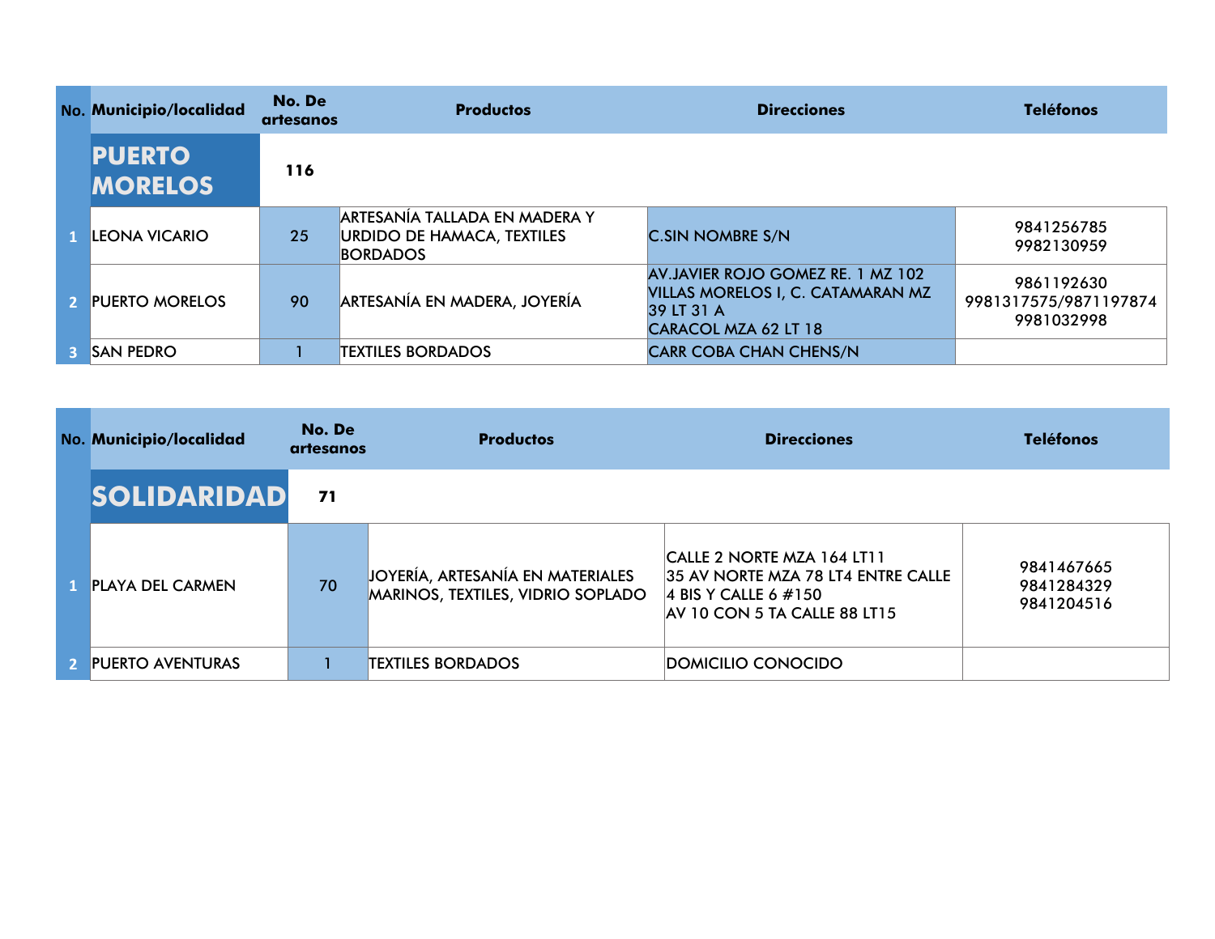| No. | Municipio/localidad | No. De artesanos | Productos | Direcciones | Teléfonos |
|---|---|---|---|---|---|
| | **PUERTO MORELOS** | **116** | | | |
| 1 | LEONA VICARIO | 25 | ARTESANÍA TALLADA EN MADERA Y URDIDO DE HAMACA, TEXTILES BORDADOS | C.SIN NOMBRE S/N | 9841256785<br>9982130959 |
| 2 | PUERTO MORELOS | 90 | ARTESANÍA EN MADERA, JOYERÍA | AV.JAVIER ROJO GOMEZ RE. 1 MZ 102 VILLAS MORELOS I, C. CATAMARAN MZ 39 LT 31 A<br>CARACOL MZA 62 LT 18 | 9861192630<br>9981317575/9871197874<br>9981032998 |
| 3 | SAN PEDRO | 1 | TEXTILES BORDADOS | CARR COBA CHAN CHENS/N | |

| No. | Municipio/localidad | No. De artesanos | Productos | Direcciones | Teléfonos |
|---|---|---|---|---|---|
| | **SOLIDARIDAD** | **71** | | | |
| 1 | PLAYA DEL CARMEN | 70 | JOYERÍA, ARTESANÍA EN MATERIALES MARINOS, TEXTILES, VIDRIO SOPLADO | CALLE 2 NORTE MZA 164 LT11<br>35 AV NORTE MZA 78 LT4 ENTRE CALLE 4 BIS Y CALLE 6 #150<br>AV 10 CON 5 TA CALLE 88 LT15 | 9841467665<br>9841284329<br>9841204516 |
| 2 | PUERTO AVENTURAS | 1 | TEXTILES BORDADOS | DOMICILIO CONOCIDO | |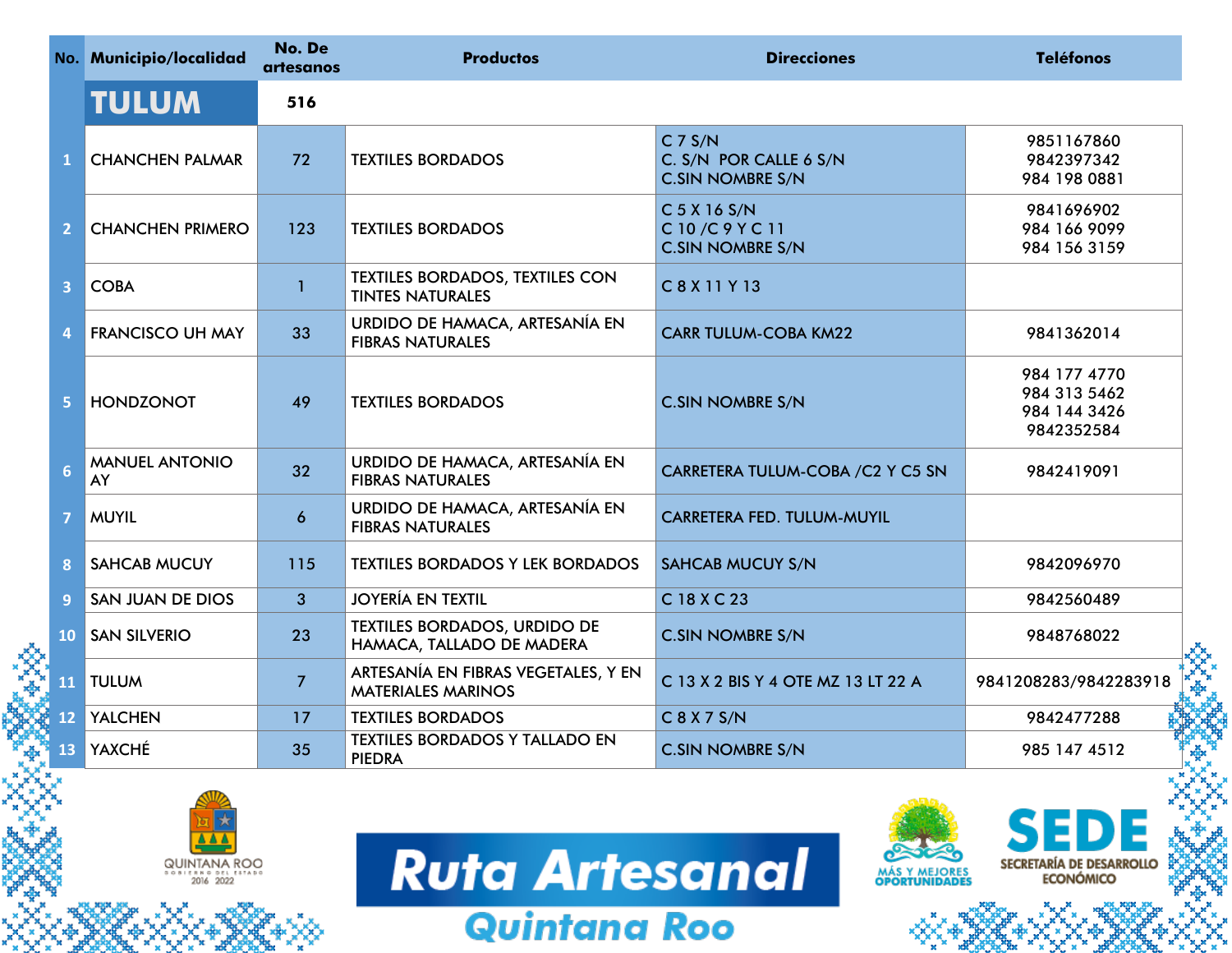| No. | Municipio/localidad | No. De artesanos | Productos | Direcciones | Teléfonos |
| --- | --- | --- | --- | --- | --- |
| | **TULUM** | **516** | | | |
| 1 | CHANCHEN PALMAR | 72 | TEXTILES BORDADOS | C 7 S/N<br>C. S/N POR CALLE 6 S/N<br>C.SIN NOMBRE S/N | 9851167860<br>9842397342<br>984 198 0881 |
| 2 | CHANCHEN PRIMERO | 123 | TEXTILES BORDADOS | C 5 X 16 S/N<br>C 10 /C 9 Y C 11<br>C.SIN NOMBRE S/N | 9841696902<br>984 166 9099<br>984 156 3159 |
| 3 | COBA | 1 | TEXTILES BORDADOS, TEXTILES CON TINTES NATURALES | C 8 X 11 Y 13 | |
| 4 | FRANCISCO UH MAY | 33 | URDIDO DE HAMACA, ARTESANÍA EN FIBRAS NATURALES | CARR TULUM-COBA KM22 | 9841362014 |
| 5 | HONDZONOT | 49 | TEXTILES BORDADOS | C.SIN NOMBRE S/N | 984 177 4770<br>984 313 5462<br>984 144 3426<br>9842352584 |
| 6 | MANUEL ANTONIO AY | 32 | URDIDO DE HAMACA, ARTESANÍA EN FIBRAS NATURALES | CARRETERA TULUM-COBA /C2 Y C5 SN | 9842419091 |
| 7 | MUYIL | 6 | URDIDO DE HAMACA, ARTESANÍA EN FIBRAS NATURALES | CARRETERA FED. TULUM-MUYIL | |
| 8 | SAHCAB MUCUY | 115 | TEXTILES BORDADOS Y LEK BORDADOS | SAHCAB MUCUY S/N | 9842096970 |
| 9 | SAN JUAN DE DIOS | 3 | JOYERÍA EN TEXTIL | C 18 X C 23 | 9842560489 |
| 10 | SAN SILVERIO | 23 | TEXTILES BORDADOS, URDIDO DE HAMACA, TALLADO DE MADERA | C.SIN NOMBRE S/N | 9848768022 |
| 11 | TULUM | 7 | ARTESANÍA EN FIBRAS VEGETALES, Y EN MATERIALES MARINOS | C 13 X 2 BIS Y 4 OTE MZ 13 LT 22 A | 9841208283/9842283918 |
| 12 | YALCHEN | 17 | TEXTILES BORDADOS | C 8 X 7 S/N | 9842477288 |
| 13 | YAXCHÉ | 35 | TEXTILES BORDADOS Y TALLADO EN PIEDRA | C.SIN NOMBRE S/N | 985 147 4512 |

QUINTANA ROO
GOBIERNO DEL ESTADO
2016 2022

**Ruta Artesanal**
**Quintana Roo**

MÁS Y MEJORES OPORTUNIDADES

**SEDE**
SECRETARÍA DE DESARROLLO ECONÓMICO